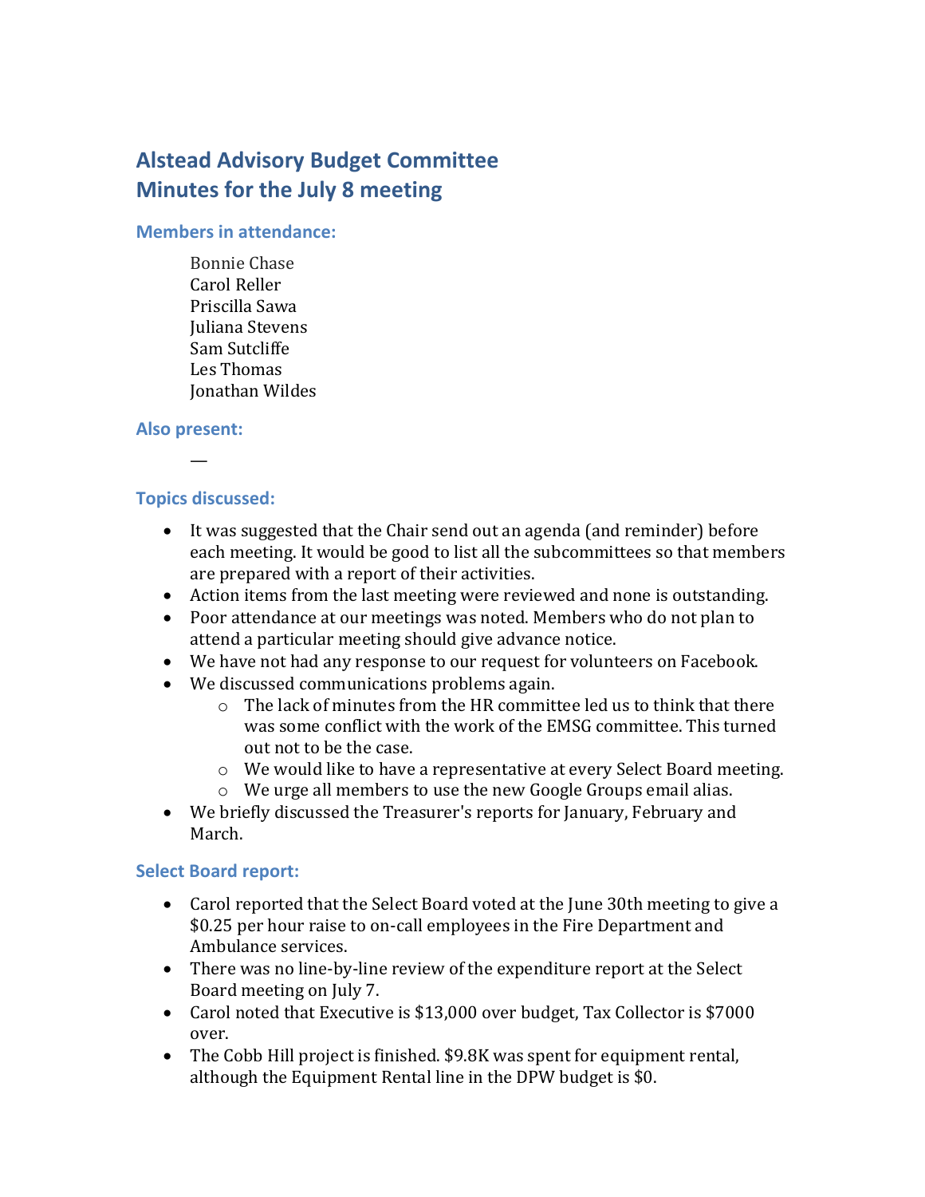# Alstead Advisory Budget Committee
# Minutes for the July 8 meeting

### Members in attendance:

Bonnie Chase
Carol Reller
Priscilla Sawa
Juliana Stevens
Sam Sutcliffe
Les Thomas
Jonathan Wildes

### Also present:

—

### Topics discussed:

- It was suggested that the Chair send out an agenda (and reminder) before each meeting. It would be good to list all the subcommittees so that members are prepared with a report of their activities.
- Action items from the last meeting were reviewed and none is outstanding.
- Poor attendance at our meetings was noted. Members who do not plan to attend a particular meeting should give advance notice.
- We have not had any response to our request for volunteers on Facebook.
- We discussed communications problems again.
  - The lack of minutes from the HR committee led us to think that there was some conflict with the work of the EMSG committee. This turned out not to be the case.
  - We would like to have a representative at every Select Board meeting.
  - We urge all members to use the new Google Groups email alias.
- We briefly discussed the Treasurer's reports for January, February and March.

### Select Board report:

- Carol reported that the Select Board voted at the June 30th meeting to give a $0.25 per hour raise to on-call employees in the Fire Department and Ambulance services.
- There was no line-by-line review of the expenditure report at the Select Board meeting on July 7.
- Carol noted that Executive is $13,000 over budget, Tax Collector is $7000 over.
- The Cobb Hill project is finished. $9.8K was spent for equipment rental, although the Equipment Rental line in the DPW budget is $0.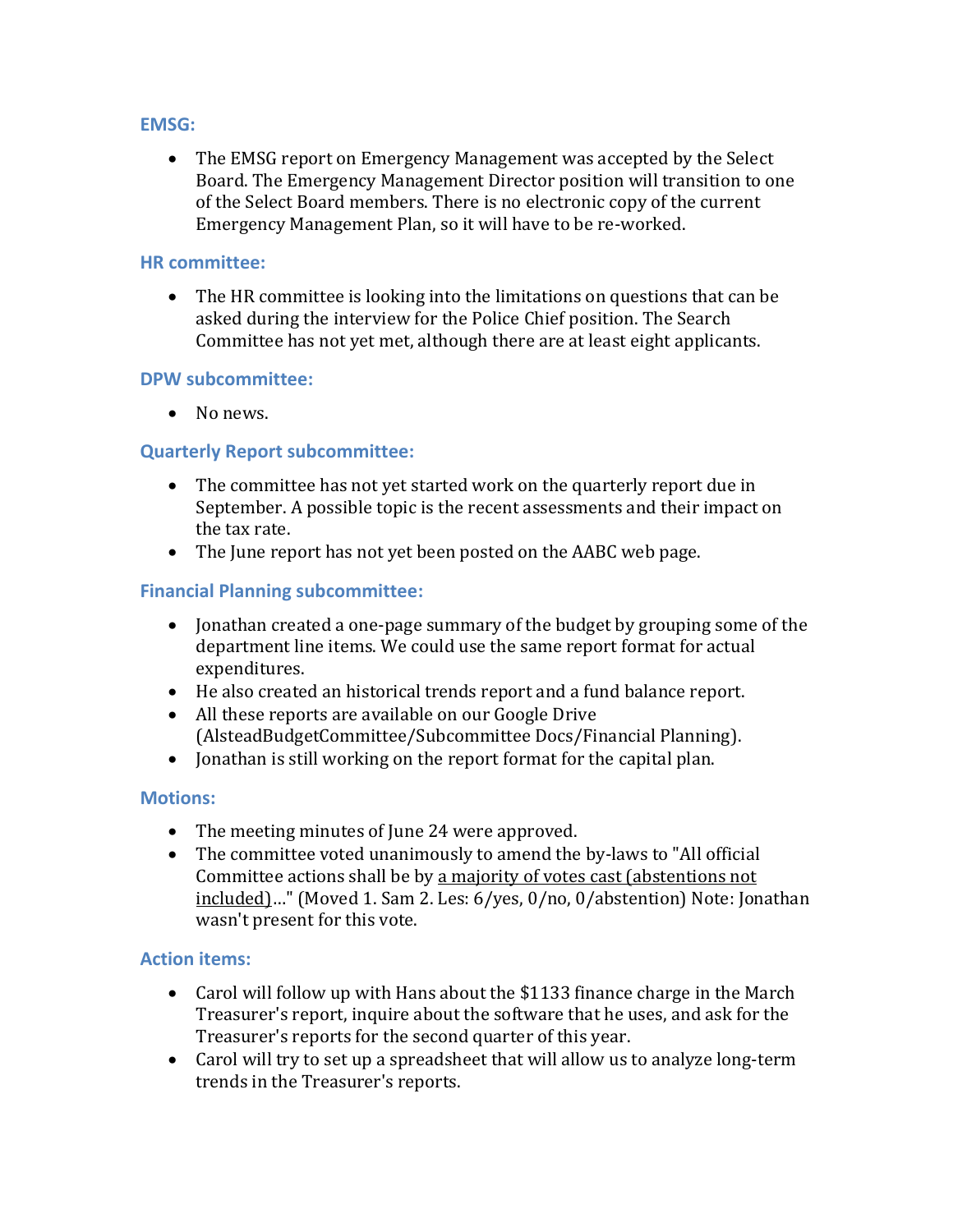### EMSG:

- The EMSG report on Emergency Management was accepted by the Select Board. The Emergency Management Director position will transition to one of the Select Board members. There is no electronic copy of the current Emergency Management Plan, so it will have to be re-worked.

### HR committee:

- The HR committee is looking into the limitations on questions that can be asked during the interview for the Police Chief position. The Search Committee has not yet met, although there are at least eight applicants.

### DPW subcommittee:

- No news.

### Quarterly Report subcommittee:

- The committee has not yet started work on the quarterly report due in September. A possible topic is the recent assessments and their impact on the tax rate.
- The June report has not yet been posted on the AABC web page.

### Financial Planning subcommittee:

- Jonathan created a one-page summary of the budget by grouping some of the department line items. We could use the same report format for actual expenditures.
- He also created an historical trends report and a fund balance report.
- All these reports are available on our Google Drive (AlsteadBudgetCommittee/Subcommittee Docs/Financial Planning).
- Jonathan is still working on the report format for the capital plan.

### Motions:

- The meeting minutes of June 24 were approved.
- The committee voted unanimously to amend the by-laws to "All official Committee actions shall be by <u>a majority of votes cast (abstentions not included)</u>…" (Moved 1. Sam 2. Les: 6/yes, 0/no, 0/abstention) Note: Jonathan wasn't present for this vote.

### Action items:

- Carol will follow up with Hans about the $1133 finance charge in the March Treasurer's report, inquire about the software that he uses, and ask for the Treasurer's reports for the second quarter of this year.
- Carol will try to set up a spreadsheet that will allow us to analyze long-term trends in the Treasurer's reports.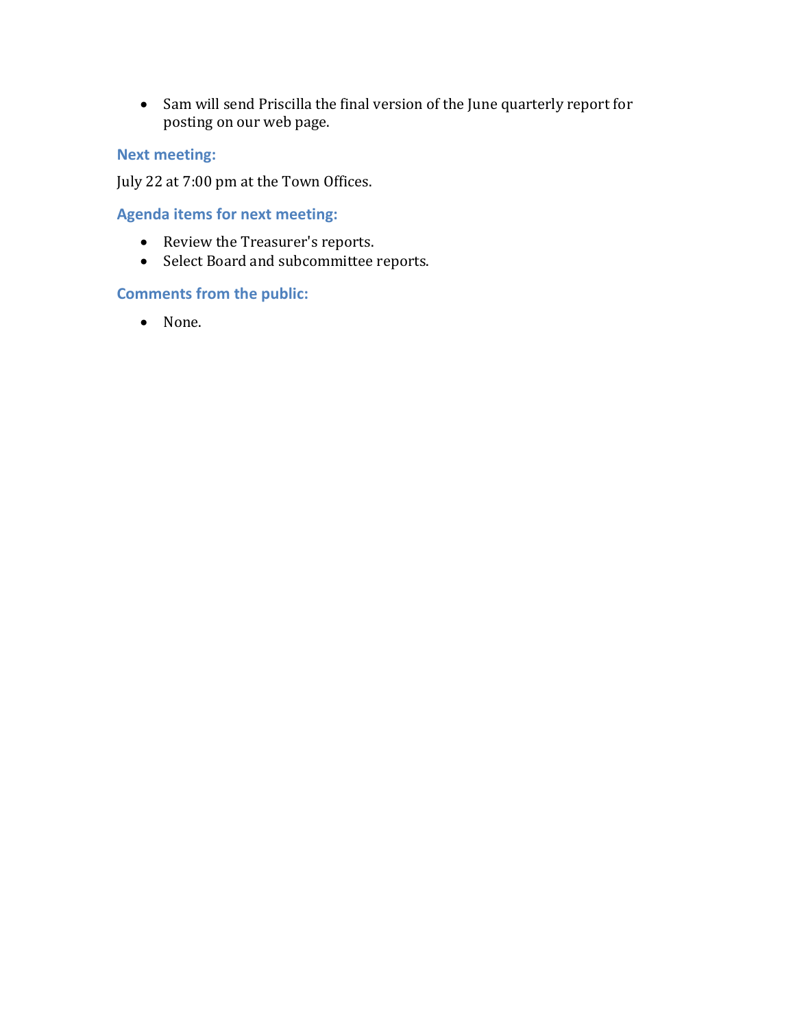- Sam will send Priscilla the final version of the June quarterly report for posting on our web page.

### Next meeting:

July 22 at 7:00 pm at the Town Offices.

### Agenda items for next meeting:

- Review the Treasurer's reports.
- Select Board and subcommittee reports.

### Comments from the public:

- None.